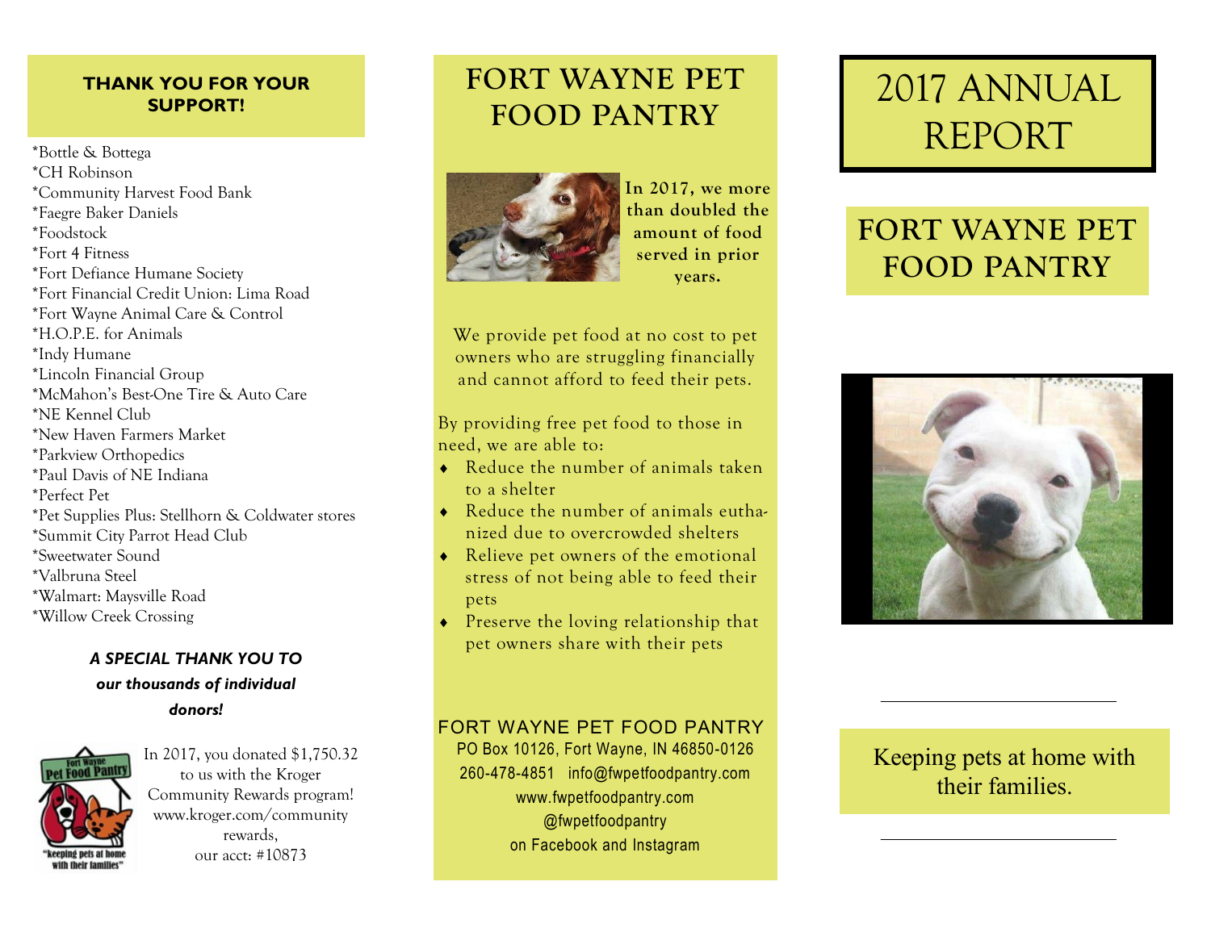## THANK YOU FOR YOUR SUPPORT!

*Bottle & Bottega
*CH Robinson
*Community Harvest Food Bank
*Faegre Baker Daniels
*Foodstock
*Fort 4 Fitness
*Fort Defiance Humane Society
*Fort Financial Credit Union: Lima Road
*Fort Wayne Animal Care & Control
*H.O.P.E. for Animals
*Indy Humane
*Lincoln Financial Group
*McMahon's Best-One Tire & Auto Care
*NE Kennel Club
*New Haven Farmers Market
*Parkview Orthopedics
*Paul Davis of NE Indiana
*Perfect Pet
*Pet Supplies Plus: Stellhorn & Coldwater stores
*Summit City Parrot Head Club
*Sweetwater Sound
*Valbruna Steel
*Walmart: Maysville Road
*Willow Creek Crossing

***A SPECIAL THANK YOU TO our thousands of individual donors!***

Fort Wayne Pet Food Pantry
"keeping pets at home with their families"

In 2017, you donated $1,750.32 to us with the Kroger Community Rewards program! www.kroger.com/community rewards, our acct: #10873

# FORT WAYNE PET FOOD PANTRY

**In 2017, we more than doubled the amount of food served in prior years.**

We provide pet food at no cost to pet owners who are struggling financially and cannot afford to feed their pets.

By providing free pet food to those in need, we are able to:

- Reduce the number of animals taken to a shelter
- Reduce the number of animals euthanized due to overcrowded shelters
- Relieve pet owners of the emotional stress of not being able to feed their pets
- Preserve the loving relationship that pet owners share with their pets

FORT WAYNE PET FOOD PANTRY
PO Box 10126, Fort Wayne, IN 46850-0126
260-478-4851 info@fwpetfoodpantry.com
www.fwpetfoodpantry.com
@fwpetfoodpantry
on Facebook and Instagram

# 2017 ANNUAL REPORT

# FORT WAYNE PET FOOD PANTRY

Keeping pets at home with their families.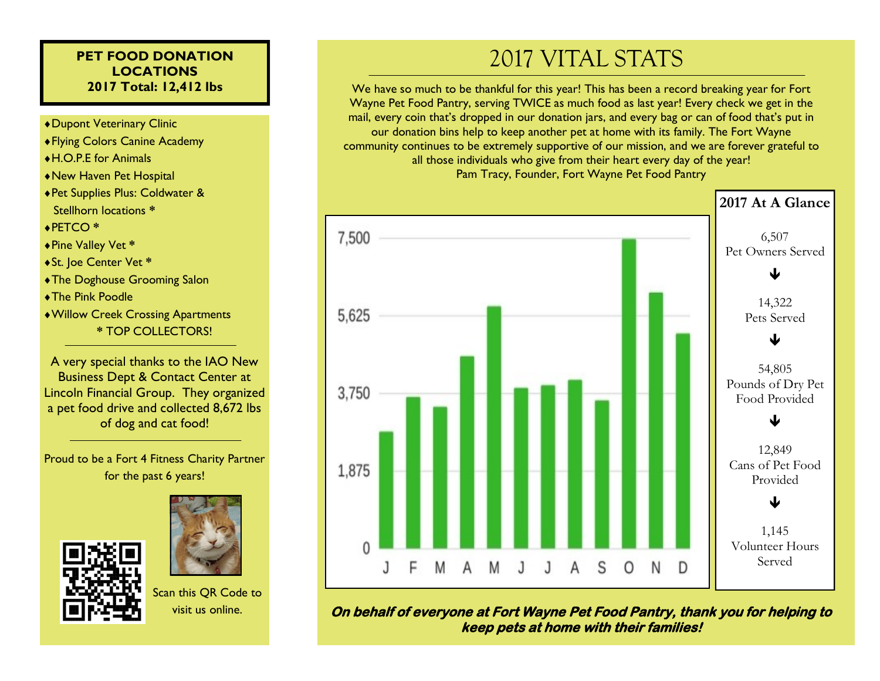**PET FOOD DONATION LOCATIONS**
**2017 Total: 12,412 lbs**

- Dupont Veterinary Clinic
- Flying Colors Canine Academy
- H.O.P.E for Animals
- New Haven Pet Hospital
- Pet Supplies Plus: Coldwater & Stellhorn locations *
- PETCO *
- Pine Valley Vet *
- St. Joe Center Vet *
- The Doghouse Grooming Salon
- The Pink Poodle
- Willow Creek Crossing Apartments

\* TOP COLLECTORS!

---

A very special thanks to the IAO New Business Dept & Contact Center at Lincoln Financial Group. They organized a pet food drive and collected 8,672 lbs of dog and cat food!

---

Proud to be a Fort 4 Fitness Charity Partner for the past 6 years!

Scan this QR Code to visit us online.

# 2017 VITAL STATS

We have so much to be thankful for this year! This has been a record breaking year for Fort Wayne Pet Food Pantry, serving TWICE as much food as last year! Every check we get in the mail, every coin that's dropped in our donation jars, and every bag or can of food that's put in our donation bins help to keep another pet at home with its family. The Fort Wayne community continues to be extremely supportive of our mission, and we are forever grateful to all those individuals who give from their heart every day of the year!
Pam Tracy, Founder, Fort Wayne Pet Food Pantry

7,500
5,625
3,750
1,875
0
J F M A M J J A S O N D

## 2017 At A Glance

6,507
Pet Owners Served

14,322
Pets Served

54,805
Pounds of Dry Pet Food Provided

12,849
Cans of Pet Food Provided

1,145
Volunteer Hours Served

***On behalf of everyone at Fort Wayne Pet Food Pantry, thank you for helping to keep pets at home with their families!***